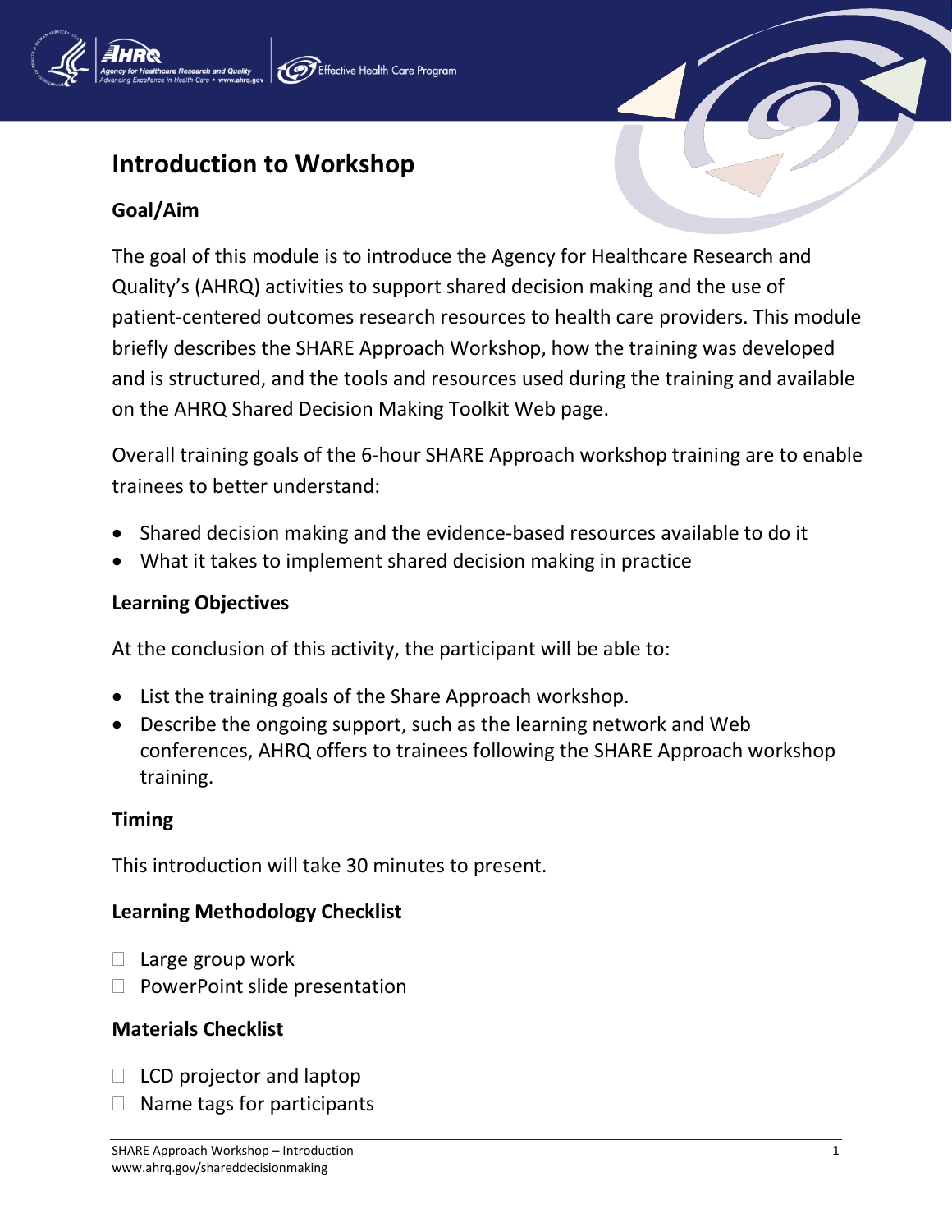# Introduction to Workshop

## Goal/Aim

The goal of this module is to introduce the Agency for Healthcare Research and Quality's (AHRQ) activities to support shared decision making and the use of patient-centered outcomes research resources to health care providers. This module briefly describes the SHARE Approach Workshop, how the training was developed and is structured, and the tools and resources used during the training and available on the AHRQ Shared Decision Making Toolkit Web page.

Overall training goals of the 6-hour SHARE Approach workshop training are to enable trainees to better understand:

- Shared decision making and the evidence-based resources available to do it
- What it takes to implement shared decision making in practice

## Learning Objectives

At the conclusion of this activity, the participant will be able to:

- List the training goals of the Share Approach workshop.
- Describe the ongoing support, such as the learning network and Web conferences, AHRQ offers to trainees following the SHARE Approach workshop training.

## Timing

This introduction will take 30 minutes to present.

## Learning Methodology Checklist

- ☐ Large group work
- ☐ PowerPoint slide presentation

## Materials Checklist

- ☐ LCD projector and laptop
- ☐ Name tags for participants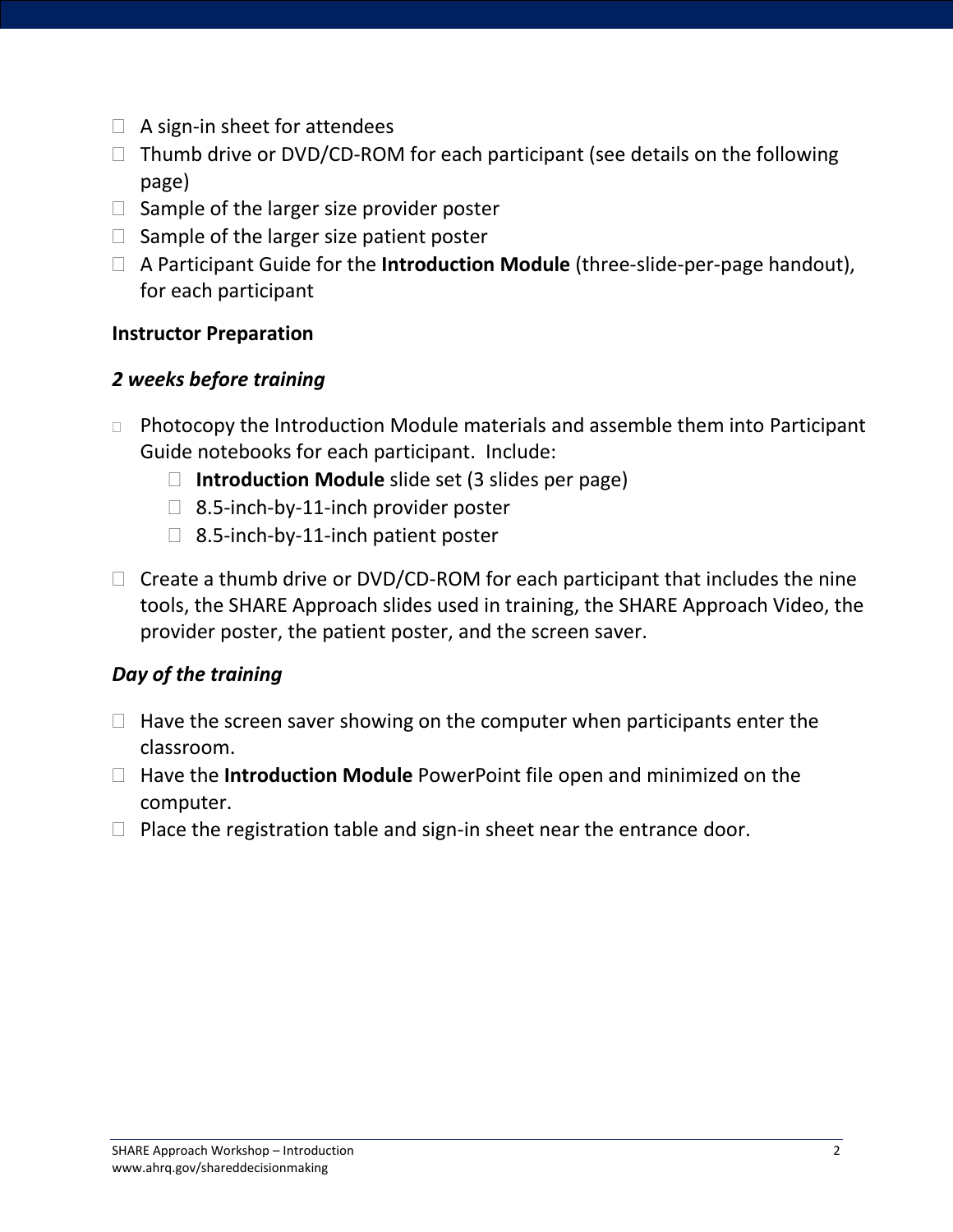- A sign-in sheet for attendees
- Thumb drive or DVD/CD-ROM for each participant (see details on the following page)
- Sample of the larger size provider poster
- Sample of the larger size patient poster
- A Participant Guide for the **Introduction Module** (three-slide-per-page handout), for each participant

**Instructor Preparation**

***2 weeks before training***

- Photocopy the Introduction Module materials and assemble them into Participant Guide notebooks for each participant. Include:
  - **Introduction Module** slide set (3 slides per page)
  - 8.5-inch-by-11-inch provider poster
  - 8.5-inch-by-11-inch patient poster
- Create a thumb drive or DVD/CD-ROM for each participant that includes the nine tools, the SHARE Approach slides used in training, the SHARE Approach Video, the provider poster, the patient poster, and the screen saver.

***Day of the training***

- Have the screen saver showing on the computer when participants enter the classroom.
- Have the **Introduction Module** PowerPoint file open and minimized on the computer.
- Place the registration table and sign-in sheet near the entrance door.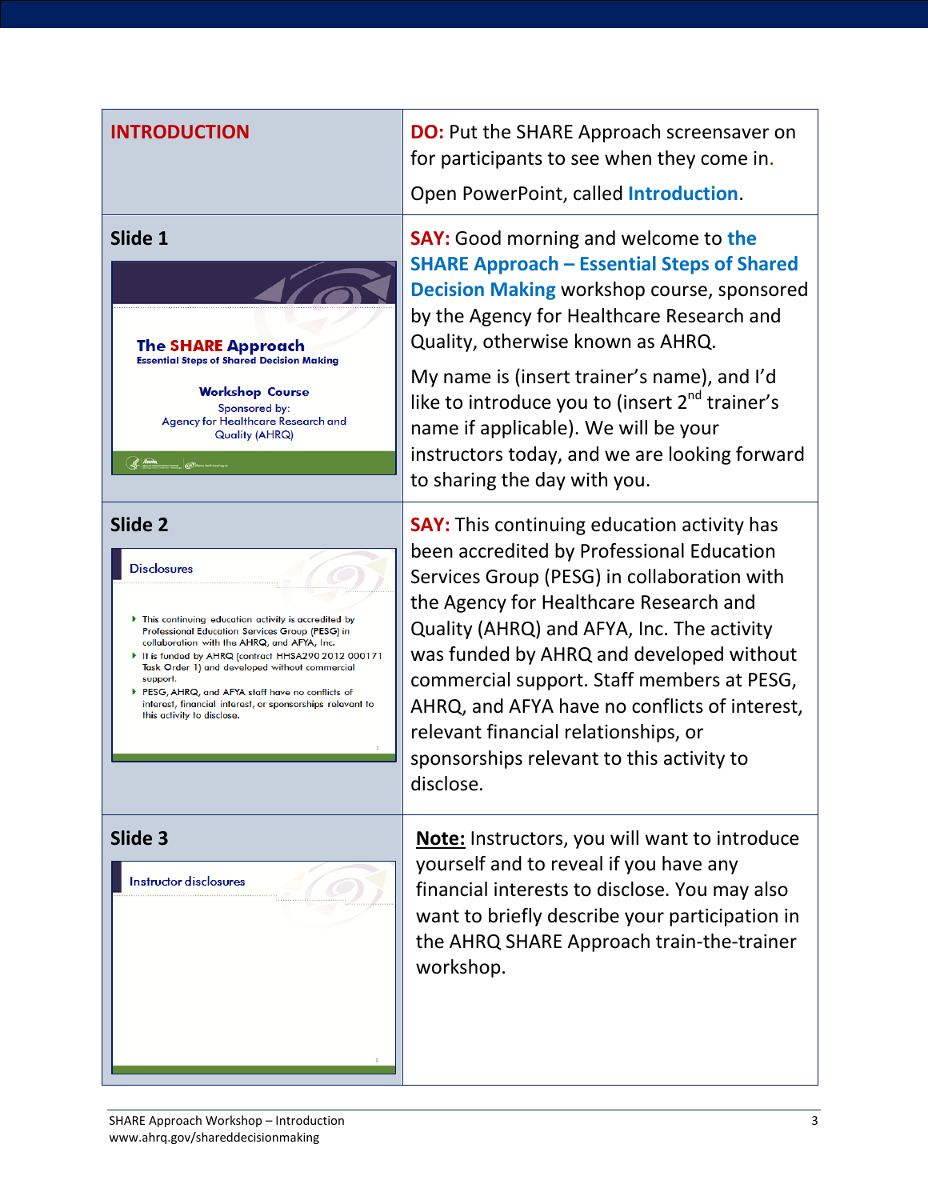| INTRODUCTION | **DO:** Put the SHARE Approach screensaver on for participants to see when they come in.<br><br>Open PowerPoint, called **Introduction**. |
|---|---|
| **Slide 1**<br><br>**The SHARE Approach**<br>Essential Steps of Shared Decision Making<br><br>**Workshop Course**<br>Sponsored by:<br>Agency for Healthcare Research and Quality (AHRQ) | **SAY:** Good morning and welcome to **the SHARE Approach – Essential Steps of Shared Decision Making** workshop course, sponsored by the Agency for Healthcare Research and Quality, otherwise known as AHRQ.<br><br>My name is (insert trainer's name), and I'd like to introduce you to (insert 2nd trainer's name if applicable). We will be your instructors today, and we are looking forward to sharing the day with you. |
| **Slide 2**<br><br>Disclosures<br>- This continuing education activity is accredited by Professional Education Services Group (PESG) in collaboration with the AHRQ, and AFYA, Inc.<br>- It is funded by AHRQ (contract HHSA290 2012 000171 Task Order 1) and developed without commercial support.<br>- PESG, AHRQ, and AFYA staff have no conflicts of interest, financial interest, or sponsorships relevant to this activity to disclose. | **SAY:** This continuing education activity has been accredited by Professional Education Services Group (PESG) in collaboration with the Agency for Healthcare Research and Quality (AHRQ) and AFYA, Inc. The activity was funded by AHRQ and developed without commercial support. Staff members at PESG, AHRQ, and AFYA have no conflicts of interest, relevant financial relationships, or sponsorships relevant to this activity to disclose. |
| **Slide 3**<br><br>Instructor disclosures | **Note:** Instructors, you will want to introduce yourself and to reveal if you have any financial interests to disclose. You may also want to briefly describe your participation in the AHRQ SHARE Approach train-the-trainer workshop. |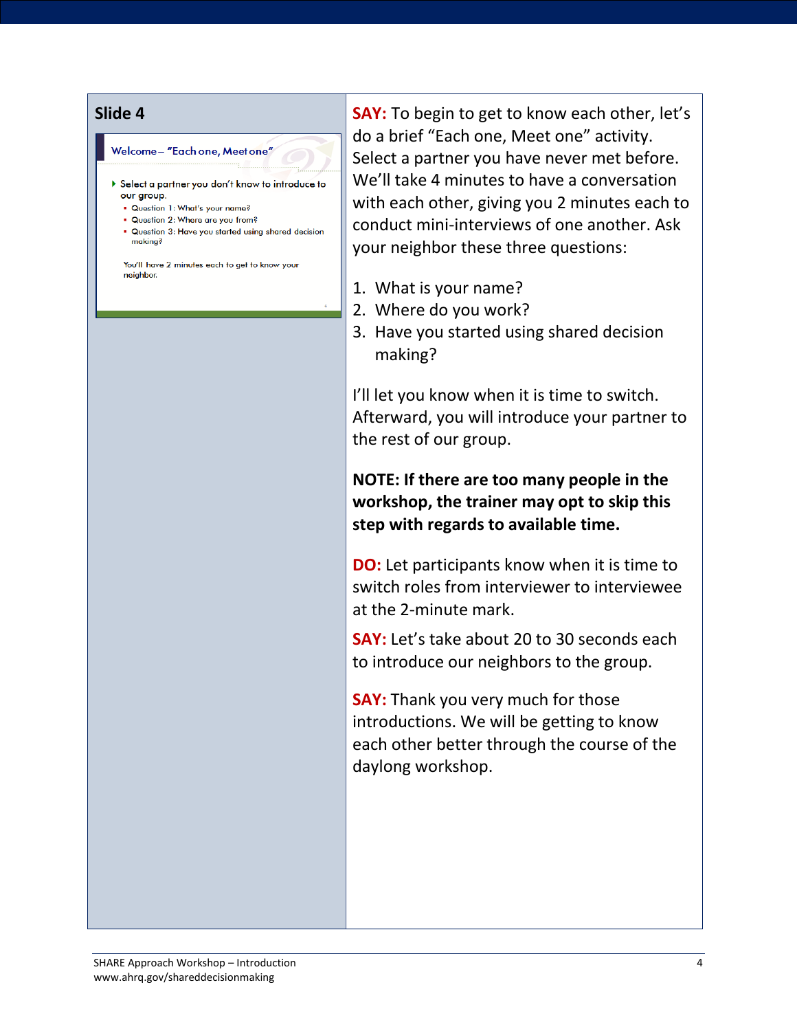## Slide 4

Welcome – "Each one, Meet one"

- Select a partner you don't know to introduce to our group.
  - Question 1: What's your name?
  - Question 2: Where are you from?
  - Question 3: Have you started using shared decision making?

You'll have 2 minutes each to get to know your neighbor.

**SAY:** To begin to get to know each other, let's do a brief "Each one, Meet one" activity. Select a partner you have never met before. We'll take 4 minutes to have a conversation with each other, giving you 2 minutes each to conduct mini-interviews of one another. Ask your neighbor these three questions:

1. What is your name?
2. Where do you work?
3. Have you started using shared decision making?

I'll let you know when it is time to switch. Afterward, you will introduce your partner to the rest of our group.

**NOTE: If there are too many people in the workshop, the trainer may opt to skip this step with regards to available time.**

**DO:** Let participants know when it is time to switch roles from interviewer to interviewee at the 2-minute mark.

**SAY:** Let's take about 20 to 30 seconds each to introduce our neighbors to the group.

**SAY:** Thank you very much for those introductions. We will be getting to know each other better through the course of the daylong workshop.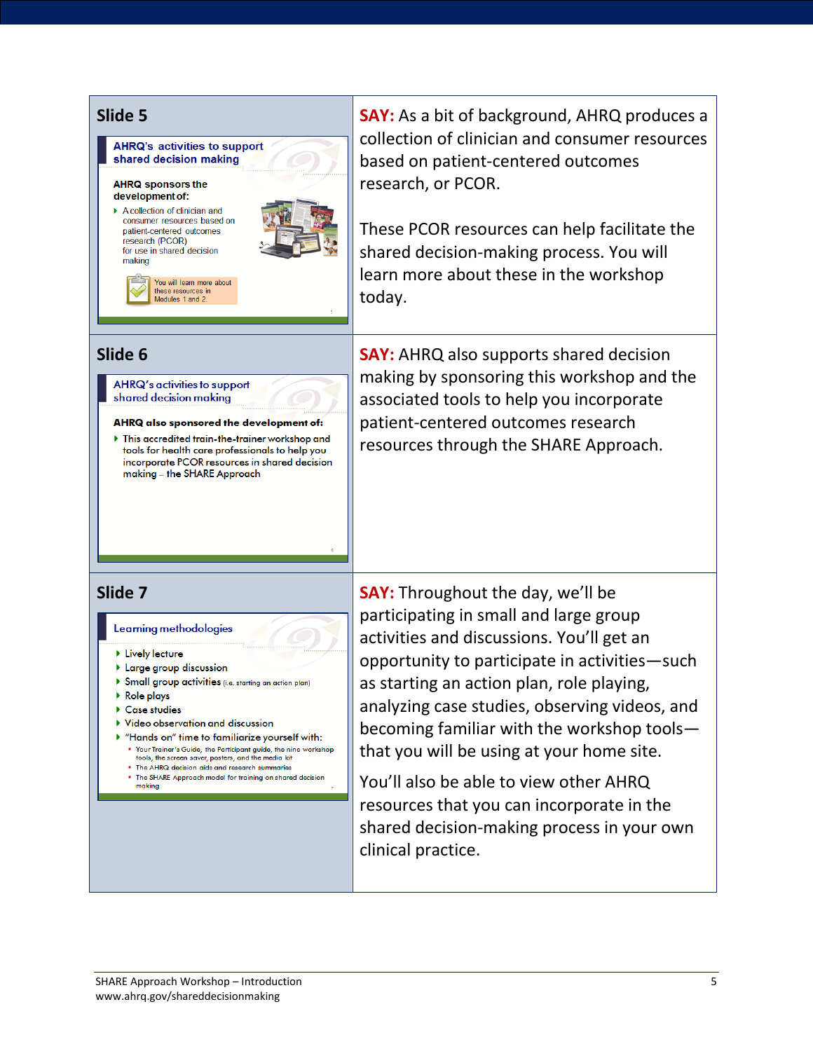| Slide | Script |
| --- | --- |
| **Slide 5**<br><br>**AHRQ's activities to support shared decision making**<br><br>**AHRQ sponsors the development of:**<br>- A collection of clinician and consumer resources based on patient-centered outcomes research (PCOR) for use in shared decision making<br><br>You will learn more about these resources in Modules 1 and 2. | **SAY:** As a bit of background, AHRQ produces a collection of clinician and consumer resources based on patient-centered outcomes research, or PCOR.<br><br>These PCOR resources can help facilitate the shared decision-making process. You will learn more about these in the workshop today. |
| **Slide 6**<br><br>**AHRQ's activities to support shared decision making**<br><br>**AHRQ also sponsored the development of:**<br>- This accredited train-the-trainer workshop and tools for health care professionals to help you incorporate PCOR resources in shared decision making – the SHARE Approach | **SAY:** AHRQ also supports shared decision making by sponsoring this workshop and the associated tools to help you incorporate patient-centered outcomes research resources through the SHARE Approach. |
| **Slide 7**<br><br>**Learning methodologies**<br>- Lively lecture<br>- Large group discussion<br>- Small group activities (i.e. starting an action plan)<br>- Role plays<br>- Case studies<br>- Video observation and discussion<br>- "Hands on" time to familiarize yourself with:<br>  - Your Trainer's Guide, the Participant guide, the nine workshop tools, the screen saver, posters, and the media kit<br>  - The AHRQ decision aids and research summaries<br>  - The SHARE Approach model for training on shared decision making | **SAY:** Throughout the day, we'll be participating in small and large group activities and discussions. You'll get an opportunity to participate in activities—such as starting an action plan, role playing, analyzing case studies, observing videos, and becoming familiar with the workshop tools—that you will be using at your home site.<br><br>You'll also be able to view other AHRQ resources that you can incorporate in the shared decision-making process in your own clinical practice. |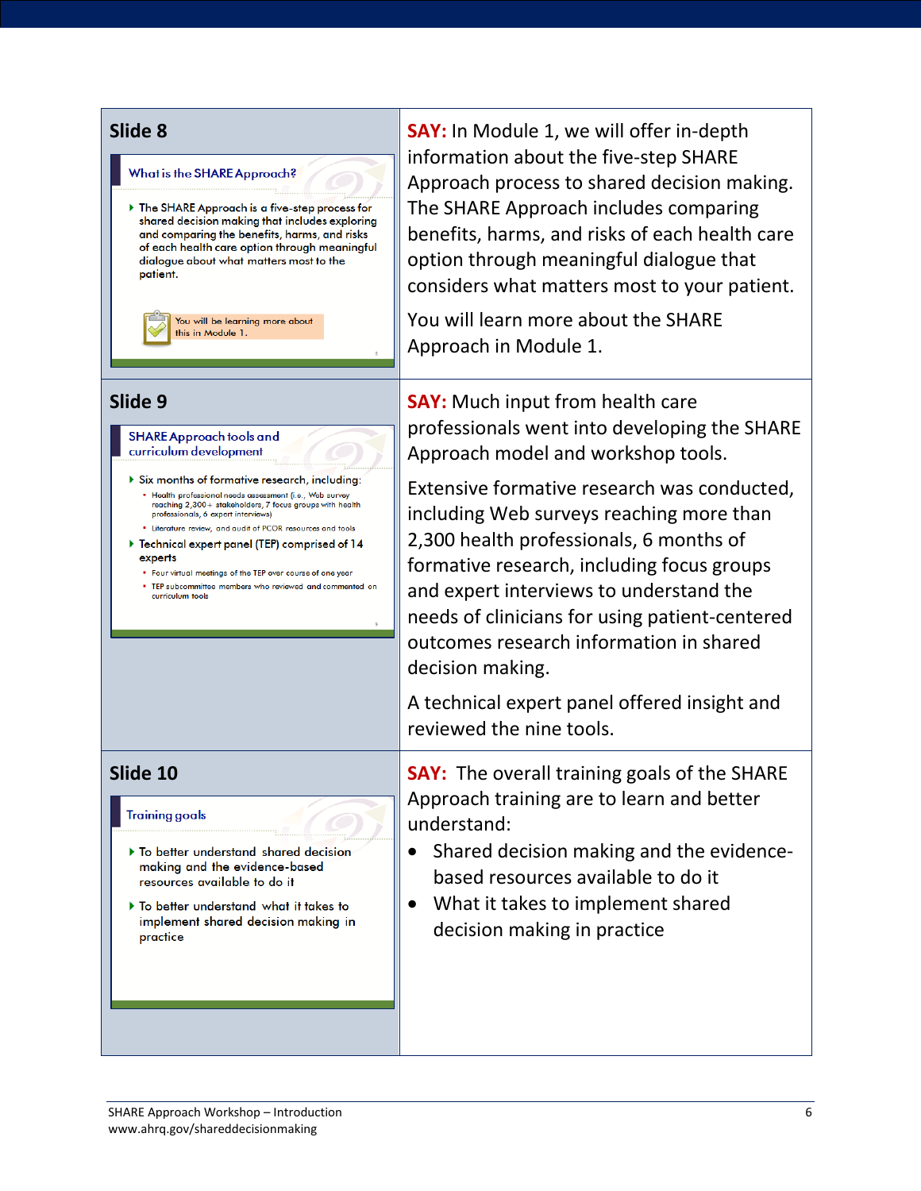| Slide | Script |
| --- | --- |
| **Slide 8**<br><br>**What is the SHARE Approach?**<br>- The SHARE Approach is a five-step process for shared decision making that includes exploring and comparing the benefits, harms, and risks of each health care option through meaningful dialogue about what matters most to the patient.<br><br>You will be learning more about this in Module 1. | **SAY:** In Module 1, we will offer in-depth information about the five-step SHARE Approach process to shared decision making. The SHARE Approach includes comparing benefits, harms, and risks of each health care option through meaningful dialogue that considers what matters most to your patient.<br><br>You will learn more about the SHARE Approach in Module 1. |
| **Slide 9**<br><br>**SHARE Approach tools and curriculum development**<br>- Six months of formative research, including:<br>  - Health professional needs assessment (i.e., Web survey reaching 2,300+ stakeholders, 7 focus groups with health professionals, 6 expert interviews)<br>  - Literature review, and audit of PCOR resources and tools<br>- Technical expert panel (TEP) comprised of 14 experts<br>  - Four virtual meetings of the TEP over course of one year<br>  - TEP subcommittee members who reviewed and commented on curriculum tools | **SAY:** Much input from health care professionals went into developing the SHARE Approach model and workshop tools.<br><br>Extensive formative research was conducted, including Web surveys reaching more than 2,300 health professionals, 6 months of formative research, including focus groups and expert interviews to understand the needs of clinicians for using patient-centered outcomes research information in shared decision making.<br><br>A technical expert panel offered insight and reviewed the nine tools. |
| **Slide 10**<br><br>**Training goals**<br>- To better understand shared decision making and the evidence-based resources available to do it<br>- To better understand what it takes to implement shared decision making in practice | **SAY:** The overall training goals of the SHARE Approach training are to learn and better understand:<br>- Shared decision making and the evidence-based resources available to do it<br>- What it takes to implement shared decision making in practice |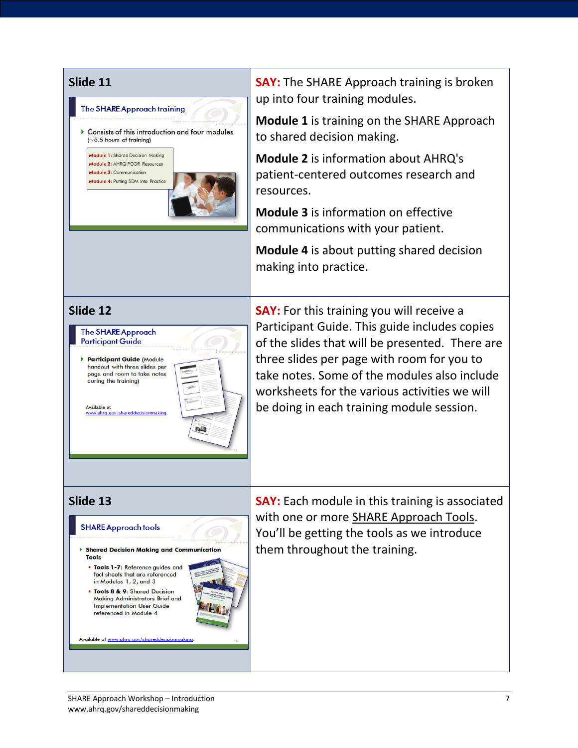| Slide | Script |
|---|---|
| **Slide 11**<br><br>The SHARE Approach training<br>Consists of this introduction and four modules (~6.5 hours of training)<br>Module 1: Shared Decision Making<br>Module 2: AHRQ PCOR Resources<br>Module 3: Communication<br>Module 4: Putting SDM Into Practice | **SAY:** The SHARE Approach training is broken up into four training modules.<br><br>**Module 1** is training on the SHARE Approach to shared decision making.<br><br>**Module 2** is information about AHRQ's patient-centered outcomes research and resources.<br><br>**Module 3** is information on effective communications with your patient.<br><br>**Module 4** is about putting shared decision making into practice. |
| **Slide 12**<br><br>The SHARE Approach Participant Guide<br>**Participant Guide** (Module handout with three slides per page and room to take notes during the training)<br>Available at www.ahrq.gov/shareddecisionmaking. | **SAY:** For this training you will receive a Participant Guide. This guide includes copies of the slides that will be presented. There are three slides per page with room for you to take notes. Some of the modules also include worksheets for the various activities we will be doing in each training module session. |
| **Slide 13**<br><br>SHARE Approach tools<br>**Shared Decision Making and Communication Tools**<br>**Tools 1-7:** Reference guides and fact sheets that are referenced in Modules 1, 2, and 3<br>**Tools 8 & 9:** Shared Decision Making Administrators Brief and Implementation User Guide referenced in Module 4<br>Available at www.ahrq.gov/shareddecisionmaking. | **SAY:** Each module in this training is associated with one or more SHARE Approach Tools. You'll be getting the tools as we introduce them throughout the training. |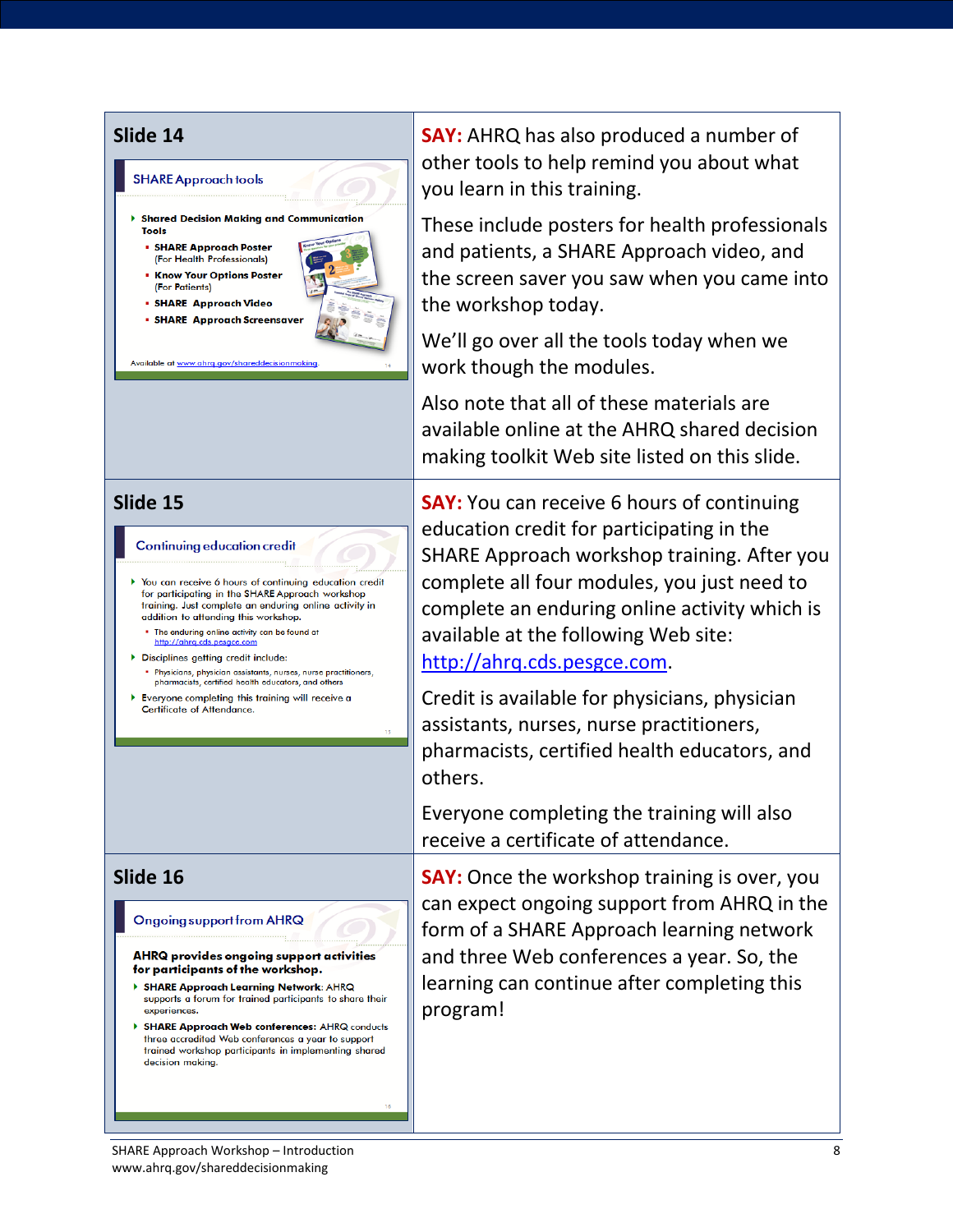| Slide | Script |
|---|---|
| **Slide 14**<br><br>**SHARE Approach tools**<br><br>• **Shared Decision Making and Communication Tools**<br>  ▪ **SHARE Approach Poster** (For Health Professionals)<br>  ▪ **Know Your Options Poster** (For Patients)<br>  ▪ **SHARE Approach Video**<br>  ▪ **SHARE Approach Screensaver**<br><br>Available at www.ahrq.gov/shareddecisionmaking | **SAY:** AHRQ has also produced a number of other tools to help remind you about what you learn in this training.<br><br>These include posters for health professionals and patients, a SHARE Approach video, and the screen saver you saw when you came into the workshop today.<br><br>We'll go over all the tools today when we work though the modules.<br><br>Also note that all of these materials are available online at the AHRQ shared decision making toolkit Web site listed on this slide. |
| **Slide 15**<br><br>**Continuing education credit**<br><br>• You can receive 6 hours of continuing education credit for participating in the SHARE Approach workshop training. Just complete an enduring online activity in addition to attending this workshop.<br>  ▪ The enduring online activity can be found at http://ahrq.cds.pesgce.com<br>• Disciplines getting credit include:<br>  ▪ Physicians, physician assistants, nurses, nurse practitioners, pharmacists, certified health educators, and others<br>• Everyone completing this training will receive a Certificate of Attendance. | **SAY:** You can receive 6 hours of continuing education credit for participating in the SHARE Approach workshop training. After you complete all four modules, you just need to complete an enduring online activity which is available at the following Web site: http://ahrq.cds.pesgce.com.<br><br>Credit is available for physicians, physician assistants, nurses, nurse practitioners, pharmacists, certified health educators, and others.<br><br>Everyone completing the training will also receive a certificate of attendance. |
| **Slide 16**<br><br>**Ongoing support from AHRQ**<br><br>**AHRQ provides ongoing support activities for participants of the workshop.**<br>• **SHARE Approach Learning Network:** AHRQ supports a forum for trained participants to share their experiences.<br>• **SHARE Approach Web conferences:** AHRQ conducts three accredited Web conferences a year to support trained workshop participants in implementing shared decision making. | **SAY:** Once the workshop training is over, you can expect ongoing support from AHRQ in the form of a SHARE Approach learning network and three Web conferences a year. So, the learning can continue after completing this program! |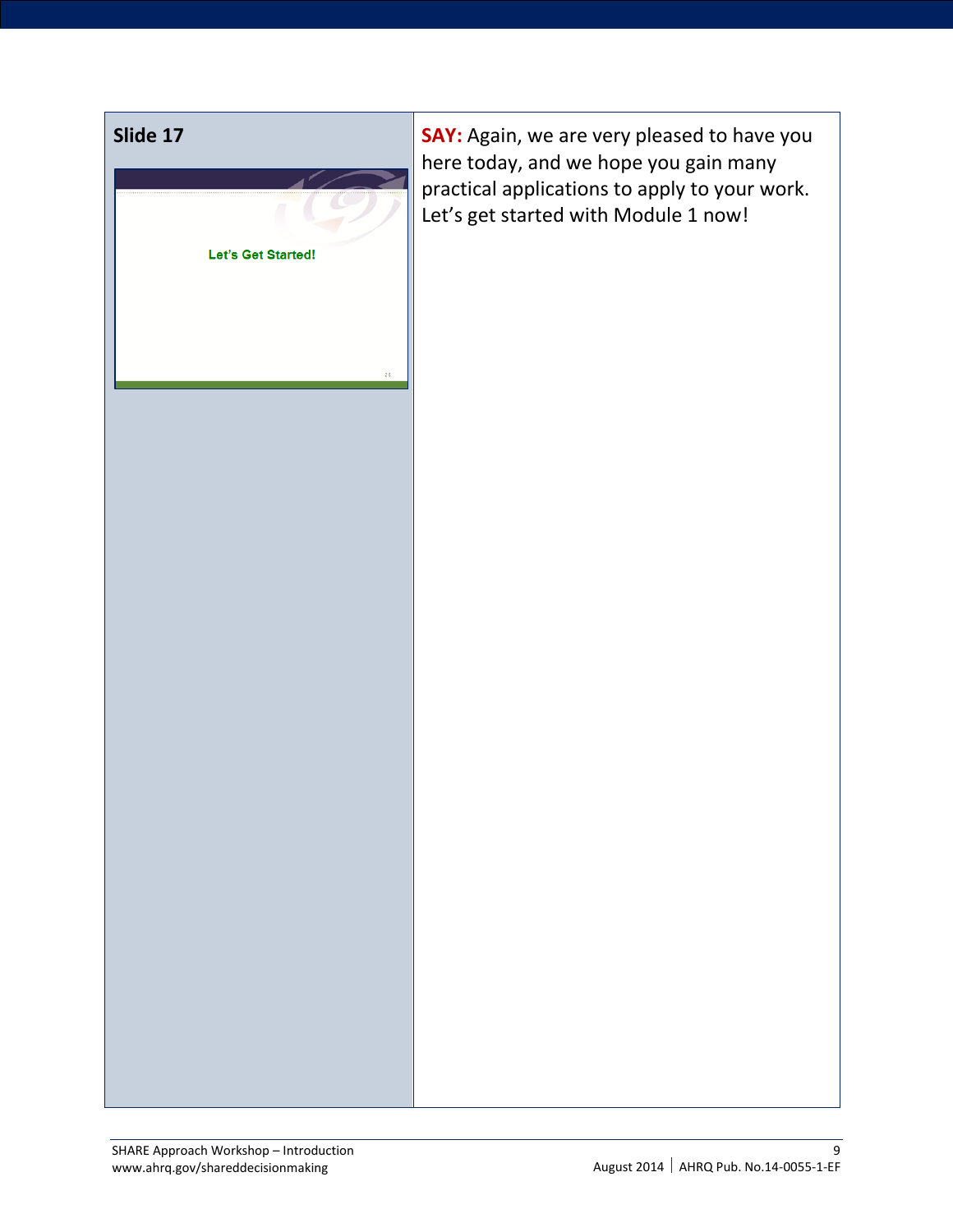| Slide 17 | |
|---|---|
| Let's Get Started! | **SAY:** Again, we are very pleased to have you here today, and we hope you gain many practical applications to apply to your work. Let's get started with Module 1 now! |